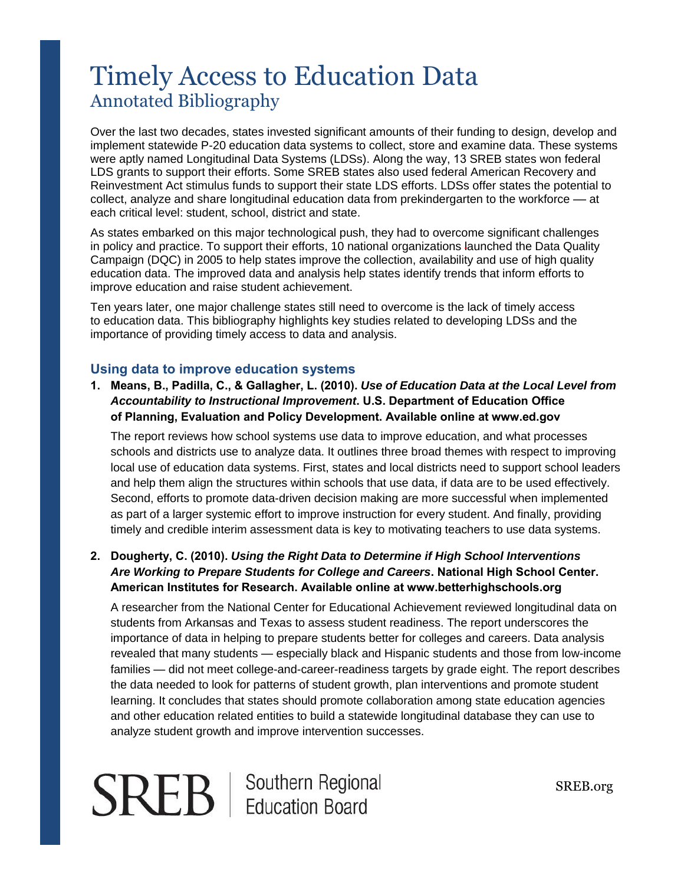# Timely Access to Education Data
## Annotated Bibliography

Over the last two decades, states invested significant amounts of their funding to design, develop and implement statewide P-20 education data systems to collect, store and examine data. These systems were aptly named Longitudinal Data Systems (LDSs). Along the way, 13 SREB states won federal LDS grants to support their efforts. Some SREB states also used federal American Recovery and Reinvestment Act stimulus funds to support their state LDS efforts. LDSs offer states the potential to collect, analyze and share longitudinal education data from prekindergarten to the workforce — at each critical level: student, school, district and state.

As states embarked on this major technological push, they had to overcome significant challenges in policy and practice. To support their efforts, 10 national organizations launched the Data Quality Campaign (DQC) in 2005 to help states improve the collection, availability and use of high quality education data. The improved data and analysis help states identify trends that inform efforts to improve education and raise student achievement.

Ten years later, one major challenge states still need to overcome is the lack of timely access to education data. This bibliography highlights key studies related to developing LDSs and the importance of providing timely access to data and analysis.

### Using data to improve education systems

1. **Means, B., Padilla, C., & Gallagher, L. (2010). *Use of Education Data at the Local Level from Accountability to Instructional Improvement*. U.S. Department of Education Office of Planning, Evaluation and Policy Development. Available online at www.ed.gov**

   The report reviews how school systems use data to improve education, and what processes schools and districts use to analyze data. It outlines three broad themes with respect to improving local use of education data systems. First, states and local districts need to support school leaders and help them align the structures within schools that use data, if data are to be used effectively. Second, efforts to promote data-driven decision making are more successful when implemented as part of a larger systemic effort to improve instruction for every student. And finally, providing timely and credible interim assessment data is key to motivating teachers to use data systems.

2. **Dougherty, C. (2010). *Using the Right Data to Determine if High School Interventions Are Working to Prepare Students for College and Careers*. National High School Center. American Institutes for Research. Available online at www.betterhighschools.org**

   A researcher from the National Center for Educational Achievement reviewed longitudinal data on students from Arkansas and Texas to assess student readiness. The report underscores the importance of data in helping to prepare students better for colleges and careers. Data analysis revealed that many students — especially black and Hispanic students and those from low-income families — did not meet college-and-career-readiness targets by grade eight. The report describes the data needed to look for patterns of student growth, plan interventions and promote student learning. It concludes that states should promote collaboration among state education agencies and other education related entities to build a statewide longitudinal database they can use to analyze student growth and improve intervention successes.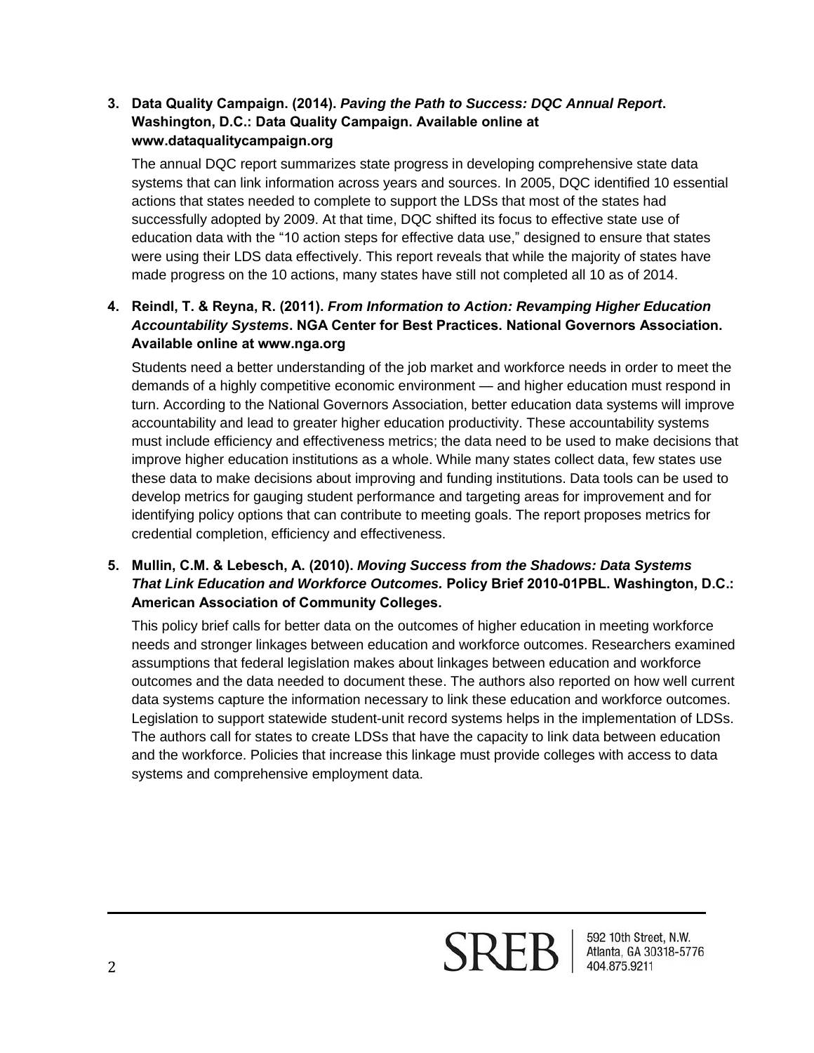3. **Data Quality Campaign. (2014).** ***Paving the Path to Success: DQC Annual Report*****. Washington, D.C.: Data Quality Campaign. Available online at www.dataqualitycampaign.org**

   The annual DQC report summarizes state progress in developing comprehensive state data systems that can link information across years and sources. In 2005, DQC identified 10 essential actions that states needed to complete to support the LDSs that most of the states had successfully adopted by 2009. At that time, DQC shifted its focus to effective state use of education data with the "10 action steps for effective data use," designed to ensure that states were using their LDS data effectively. This report reveals that while the majority of states have made progress on the 10 actions, many states have still not completed all 10 as of 2014.

4. **Reindl, T. & Reyna, R. (2011).** ***From Information to Action: Revamping Higher Education Accountability Systems*****. NGA Center for Best Practices. National Governors Association. Available online at www.nga.org**

   Students need a better understanding of the job market and workforce needs in order to meet the demands of a highly competitive economic environment — and higher education must respond in turn. According to the National Governors Association, better education data systems will improve accountability and lead to greater higher education productivity. These accountability systems must include efficiency and effectiveness metrics; the data need to be used to make decisions that improve higher education institutions as a whole. While many states collect data, few states use these data to make decisions about improving and funding institutions. Data tools can be used to develop metrics for gauging student performance and targeting areas for improvement and for identifying policy options that can contribute to meeting goals. The report proposes metrics for credential completion, efficiency and effectiveness.

5. **Mullin, C.M. & Lebesch, A. (2010).** ***Moving Success from the Shadows: Data Systems That Link Education and Workforce Outcomes.*** **Policy Brief 2010-01PBL. Washington, D.C.: American Association of Community Colleges.**

   This policy brief calls for better data on the outcomes of higher education in meeting workforce needs and stronger linkages between education and workforce outcomes. Researchers examined assumptions that federal legislation makes about linkages between education and workforce outcomes and the data needed to document these. The authors also reported on how well current data systems capture the information necessary to link these education and workforce outcomes. Legislation to support statewide student-unit record systems helps in the implementation of LDSs. The authors call for states to create LDSs that have the capacity to link data between education and the workforce. Policies that increase this linkage must provide colleges with access to data systems and comprehensive employment data.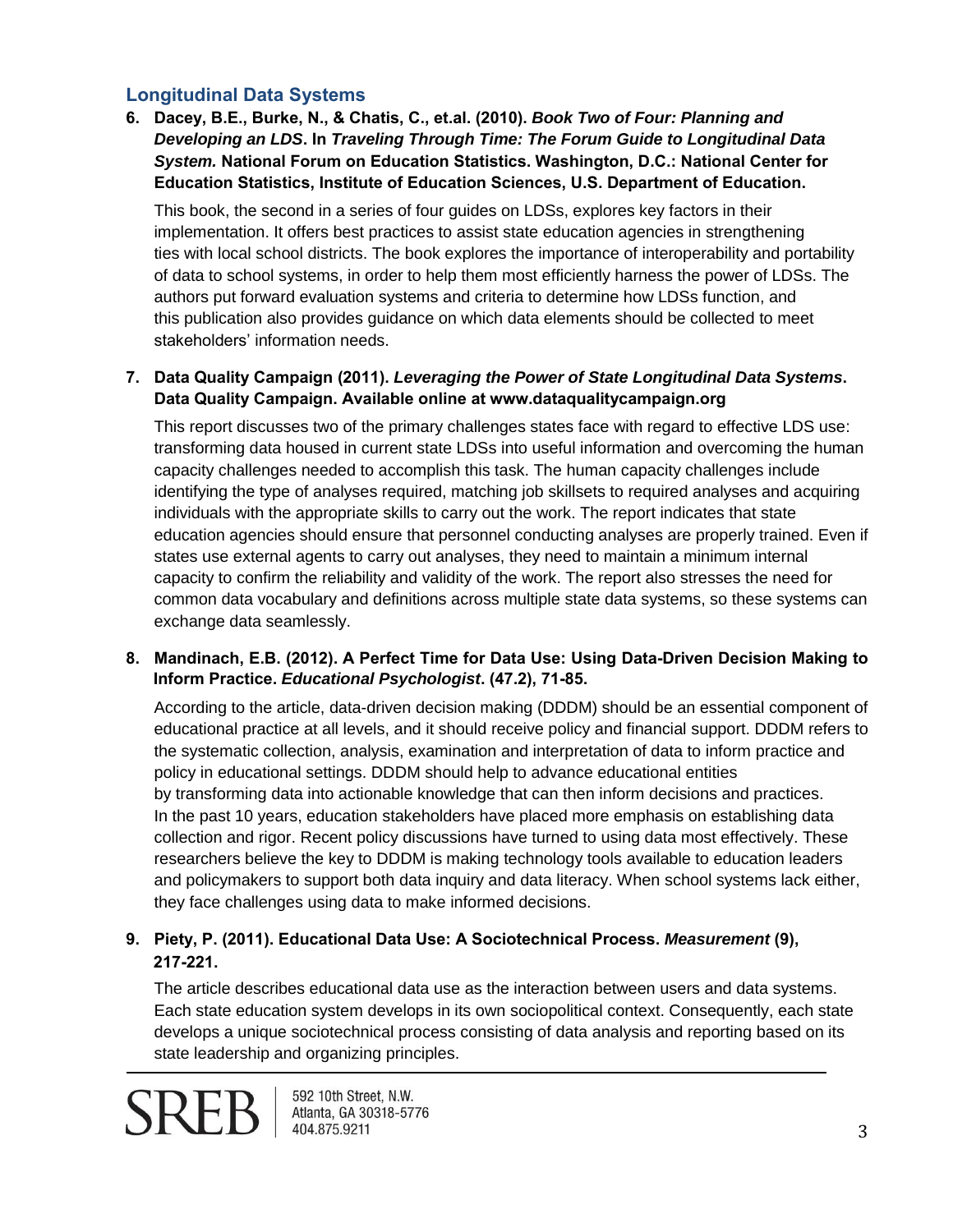## Longitudinal Data Systems

6. **Dacey, B.E., Burke, N., & Chatis, C., et.al. (2010).** ***Book Two of Four: Planning and Developing an LDS*****. In** ***Traveling Through Time: The Forum Guide to Longitudinal Data System.*** **National Forum on Education Statistics. Washington, D.C.: National Center for Education Statistics, Institute of Education Sciences, U.S. Department of Education.**

   This book, the second in a series of four guides on LDSs, explores key factors in their implementation. It offers best practices to assist state education agencies in strengthening ties with local school districts. The book explores the importance of interoperability and portability of data to school systems, in order to help them most efficiently harness the power of LDSs. The authors put forward evaluation systems and criteria to determine how LDSs function, and this publication also provides guidance on which data elements should be collected to meet stakeholders' information needs.

7. **Data Quality Campaign (2011).** ***Leveraging the Power of State Longitudinal Data Systems*****. Data Quality Campaign. Available online at www.dataqualitycampaign.org**

   This report discusses two of the primary challenges states face with regard to effective LDS use: transforming data housed in current state LDSs into useful information and overcoming the human capacity challenges needed to accomplish this task. The human capacity challenges include identifying the type of analyses required, matching job skillsets to required analyses and acquiring individuals with the appropriate skills to carry out the work. The report indicates that state education agencies should ensure that personnel conducting analyses are properly trained. Even if states use external agents to carry out analyses, they need to maintain a minimum internal capacity to confirm the reliability and validity of the work. The report also stresses the need for common data vocabulary and definitions across multiple state data systems, so these systems can exchange data seamlessly.

8. **Mandinach, E.B. (2012). A Perfect Time for Data Use: Using Data-Driven Decision Making to Inform Practice.** ***Educational Psychologist*****. (47.2), 71-85.**

   According to the article, data-driven decision making (DDDM) should be an essential component of educational practice at all levels, and it should receive policy and financial support. DDDM refers to the systematic collection, analysis, examination and interpretation of data to inform practice and policy in educational settings. DDDM should help to advance educational entities by transforming data into actionable knowledge that can then inform decisions and practices. In the past 10 years, education stakeholders have placed more emphasis on establishing data collection and rigor. Recent policy discussions have turned to using data most effectively. These researchers believe the key to DDDM is making technology tools available to education leaders and policymakers to support both data inquiry and data literacy. When school systems lack either, they face challenges using data to make informed decisions.

9. **Piety, P. (2011). Educational Data Use: A Sociotechnical Process.** ***Measurement*** **(9), 217-221.**

   The article describes educational data use as the interaction between users and data systems. Each state education system develops in its own sociopolitical context. Consequently, each state develops a unique sociotechnical process consisting of data analysis and reporting based on its state leadership and organizing principles.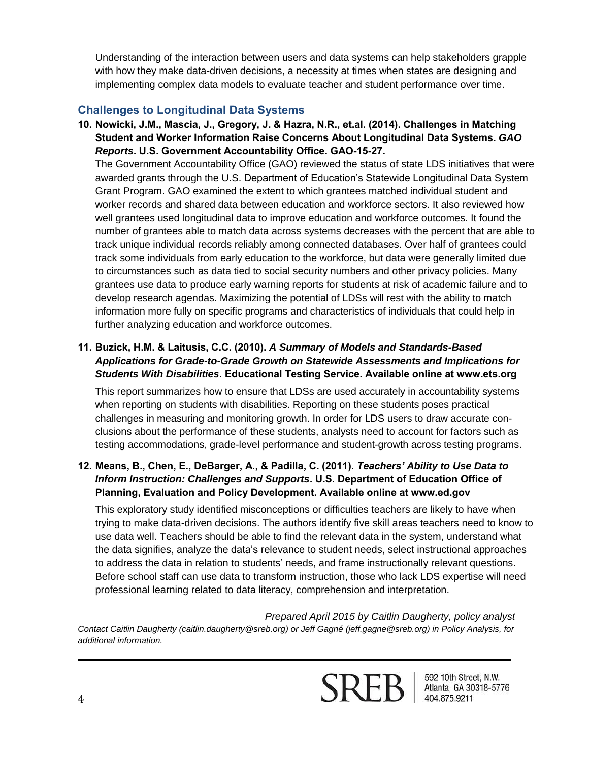Understanding of the interaction between users and data systems can help stakeholders grapple with how they make data-driven decisions, a necessity at times when states are designing and implementing complex data models to evaluate teacher and student performance over time.

## Challenges to Longitudinal Data Systems

**10. Nowicki, J.M., Mascia, J., Gregory, J. & Hazra, N.R., et.al. (2014). Challenges in Matching Student and Worker Information Raise Concerns About Longitudinal Data Systems. *GAO Reports*. U.S. Government Accountability Office. GAO-15-27.**

The Government Accountability Office (GAO) reviewed the status of state LDS initiatives that were awarded grants through the U.S. Department of Education's Statewide Longitudinal Data System Grant Program. GAO examined the extent to which grantees matched individual student and worker records and shared data between education and workforce sectors. It also reviewed how well grantees used longitudinal data to improve education and workforce outcomes. It found the number of grantees able to match data across systems decreases with the percent that are able to track unique individual records reliably among connected databases. Over half of grantees could track some individuals from early education to the workforce, but data were generally limited due to circumstances such as data tied to social security numbers and other privacy policies. Many grantees use data to produce early warning reports for students at risk of academic failure and to develop research agendas. Maximizing the potential of LDSs will rest with the ability to match information more fully on specific programs and characteristics of individuals that could help in further analyzing education and workforce outcomes.

**11. Buzick, H.M. & Laitusis, C.C. (2010). *A Summary of Models and Standards-Based Applications for Grade-to-Grade Growth on Statewide Assessments and Implications for Students With Disabilities*. Educational Testing Service. Available online at www.ets.org**

This report summarizes how to ensure that LDSs are used accurately in accountability systems when reporting on students with disabilities. Reporting on these students poses practical challenges in measuring and monitoring growth. In order for LDS users to draw accurate conclusions about the performance of these students, analysts need to account for factors such as testing accommodations, grade-level performance and student-growth across testing programs.

**12. Means, B., Chen, E., DeBarger, A., & Padilla, C. (2011). *Teachers' Ability to Use Data to Inform Instruction: Challenges and Supports*. U.S. Department of Education Office of Planning, Evaluation and Policy Development. Available online at www.ed.gov**

This exploratory study identified misconceptions or difficulties teachers are likely to have when trying to make data-driven decisions. The authors identify five skill areas teachers need to know to use data well. Teachers should be able to find the relevant data in the system, understand what the data signifies, analyze the data's relevance to student needs, select instructional approaches to address the data in relation to students' needs, and frame instructionally relevant questions. Before school staff can use data to transform instruction, those who lack LDS expertise will need professional learning related to data literacy, comprehension and interpretation.

*Prepared April 2015 by Caitlin Daugherty, policy analyst*

*Contact Caitlin Daugherty (caitlin.daugherty@sreb.org) or Jeff Gagné (jeff.gagne@sreb.org) in Policy Analysis, for additional information.*

SREB | 592 10th Street, N.W. Atlanta, GA 30318-5776 404.875.9211